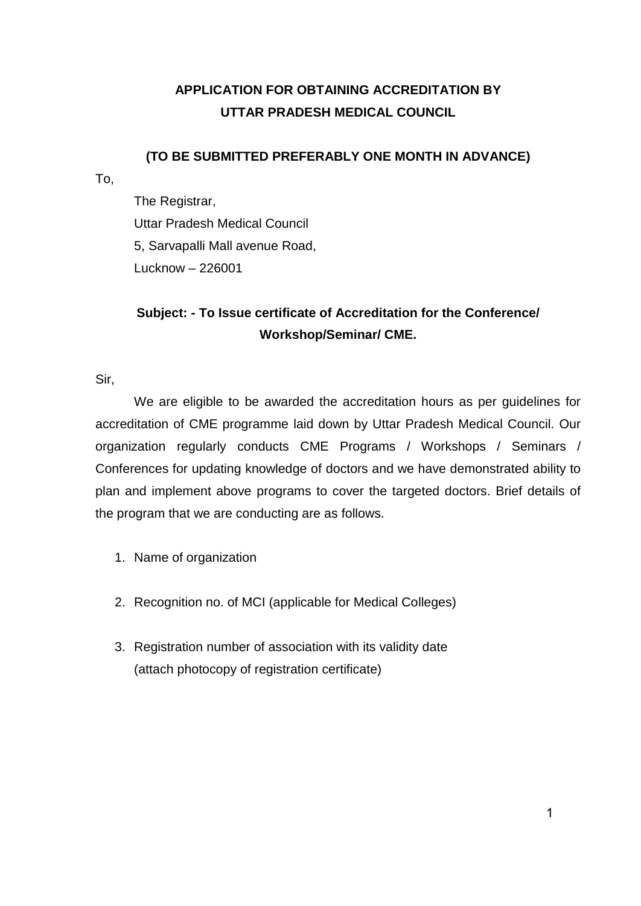## APPLICATION FOR OBTAINING ACCREDITATION BY UTTAR PRADESH MEDICAL COUNCIL

**(TO BE SUBMITTED PREFERABLY ONE MONTH IN ADVANCE)**

To,

The Registrar,
Uttar Pradesh Medical Council
5, Sarvapalli Mall avenue Road,
Lucknow – 226001

**Subject: - To Issue certificate of Accreditation for the Conference/ Workshop/Seminar/ CME.**

Sir,

We are eligible to be awarded the accreditation hours as per guidelines for accreditation of CME programme laid down by Uttar Pradesh Medical Council. Our organization regularly conducts CME Programs / Workshops / Seminars / Conferences for updating knowledge of doctors and we have demonstrated ability to plan and implement above programs to cover the targeted doctors. Brief details of the program that we are conducting are as follows.

1. Name of organization

2. Recognition no. of MCI (applicable for Medical Colleges)

3. Registration number of association with its validity date
   (attach photocopy of registration certificate)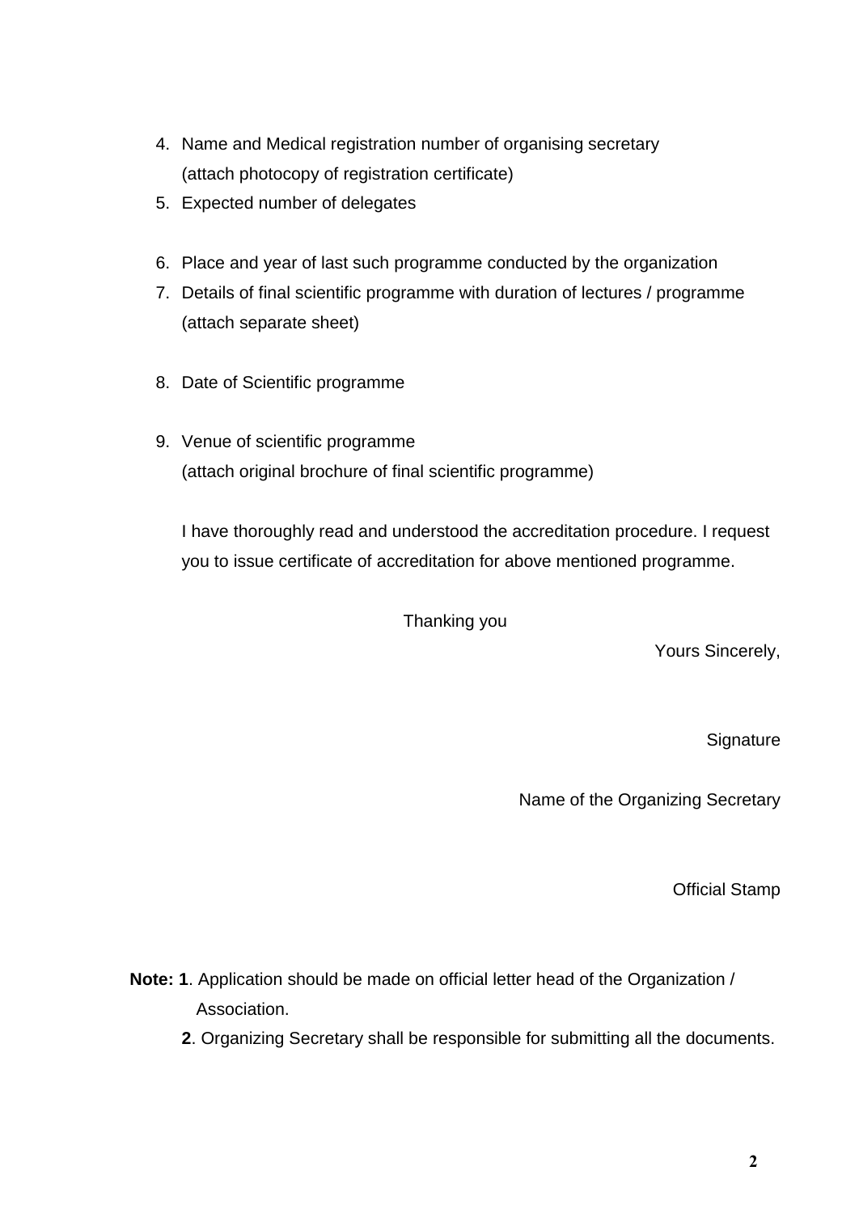4. Name and Medical registration number of organising secretary
   (attach photocopy of registration certificate)
5. Expected number of delegates

6. Place and year of last such programme conducted by the organization
7. Details of final scientific programme with duration of lectures / programme
   (attach separate sheet)

8. Date of Scientific programme

9. Venue of scientific programme
   (attach original brochure of final scientific programme)

I have thoroughly read and understood the accreditation procedure. I request you to issue certificate of accreditation for above mentioned programme.

Thanking you

Yours Sincerely,

Signature

Name of the Organizing Secretary

Official Stamp

**Note: 1**. Application should be made on official letter head of the Organization / Association.

**2**. Organizing Secretary shall be responsible for submitting all the documents.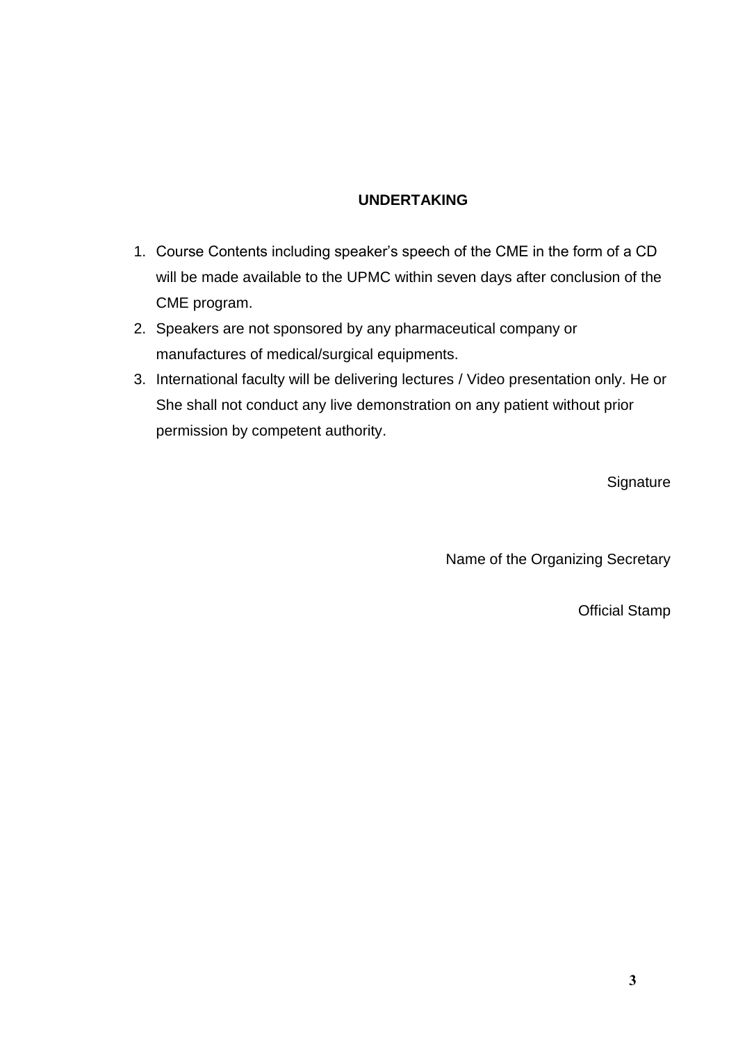**UNDERTAKING**

1. Course Contents including speaker's speech of the CME in the form of a CD will be made available to the UPMC within seven days after conclusion of the CME program.
2. Speakers are not sponsored by any pharmaceutical company or manufactures of medical/surgical equipments.
3. International faculty will be delivering lectures / Video presentation only. He or She shall not conduct any live demonstration on any patient without prior permission by competent authority.

Signature

Name of the Organizing Secretary

Official Stamp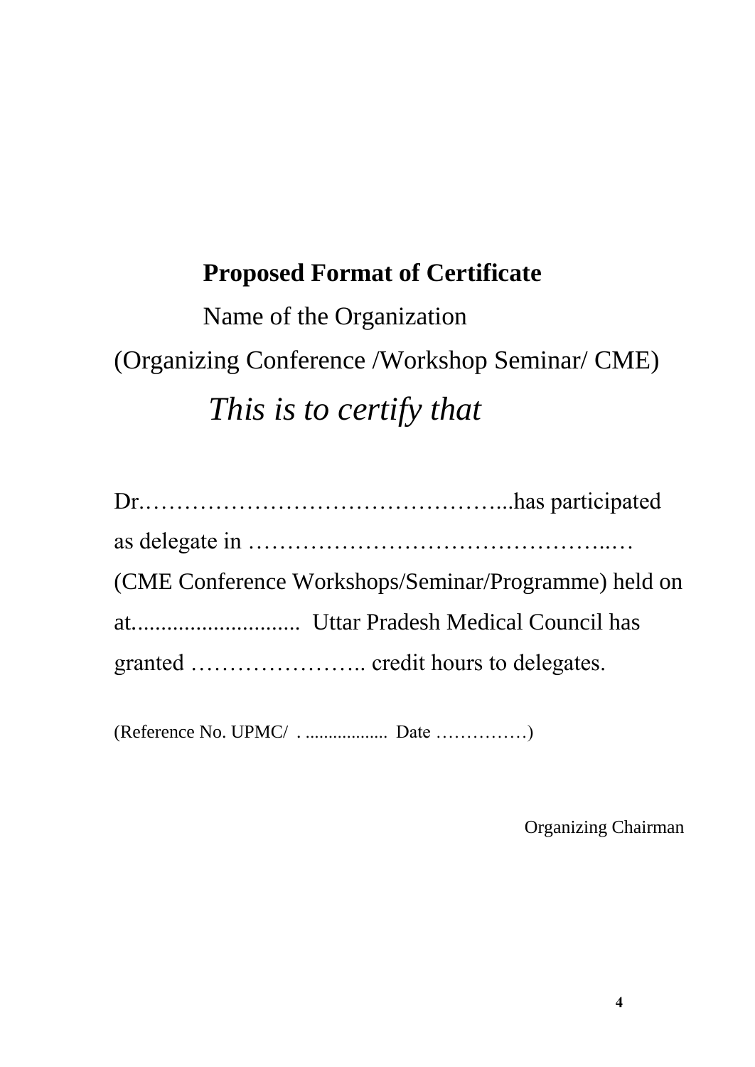**Proposed Format of Certificate**

Name of the Organization

(Organizing Conference /Workshop Seminar/ CME)

*This is to certify that*

Dr.………………………………………...has participated as delegate in ……………………………………..… (CME Conference Workshops/Seminar/Programme) held on at............................. Uttar Pradesh Medical Council has granted ………………….. credit hours to delegates.

(Reference No. UPMC/ . .................. Date ……………)

Organizing Chairman